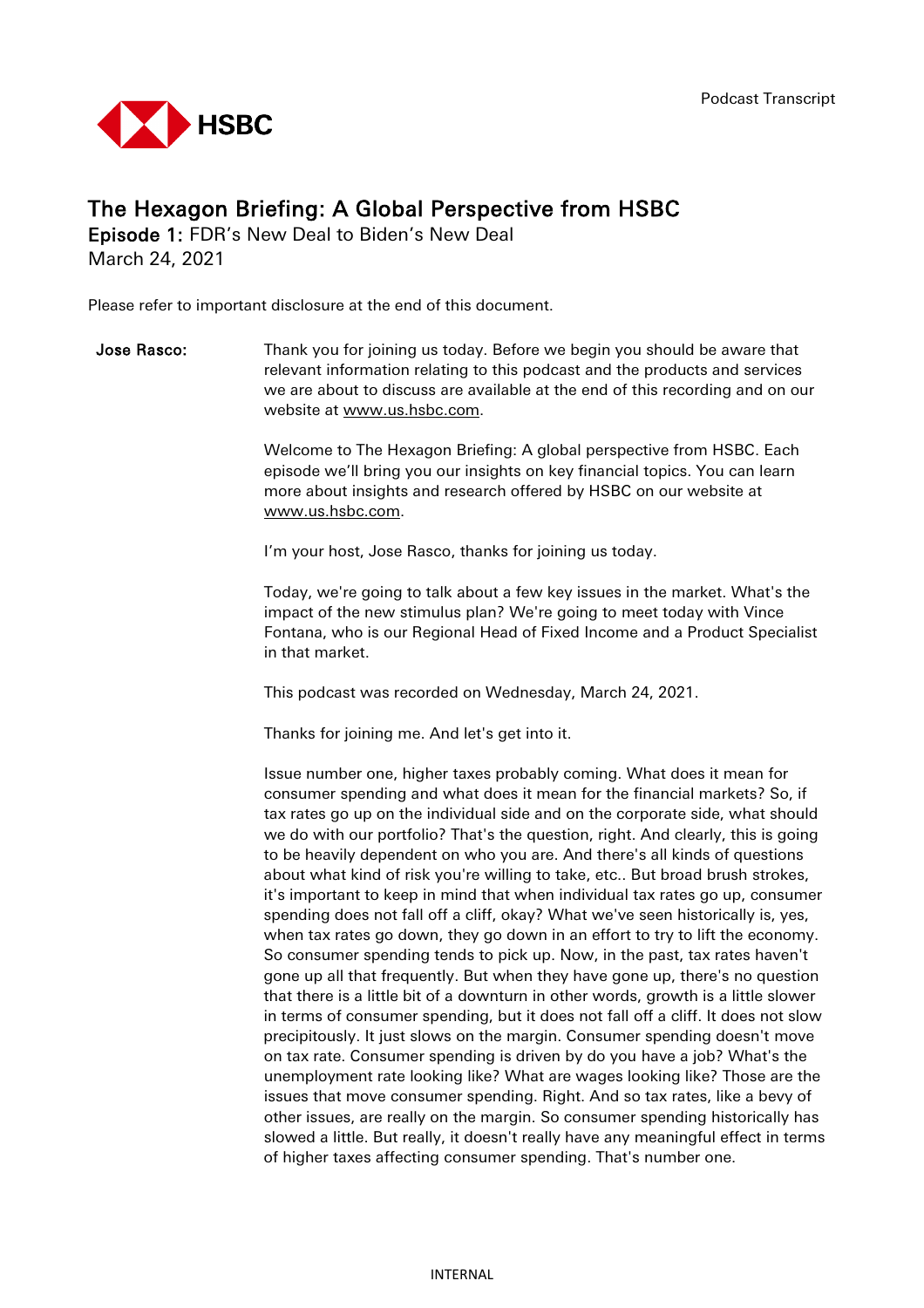Podcast Transcript

# The Hexagon Briefing: A Global Perspective from HSBC

**Episode 1:** FDR's New Deal to Biden's New Deal

March 24, 2021

Please refer to important disclosure at the end of this document.

**Jose Rasco:** Thank you for joining us today. Before we begin you should be aware that relevant information relating to this podcast and the products and services we are about to discuss are available at the end of this recording and on our website at www.us.hsbc.com.

Welcome to The Hexagon Briefing: A global perspective from HSBC. Each episode we'll bring you our insights on key financial topics. You can learn more about insights and research offered by HSBC on our website at www.us.hsbc.com.

I'm your host, Jose Rasco, thanks for joining us today.

Today, we're going to talk about a few key issues in the market. What's the impact of the new stimulus plan? We're going to meet today with Vince Fontana, who is our Regional Head of Fixed Income and a Product Specialist in that market.

This podcast was recorded on Wednesday, March 24, 2021.

Thanks for joining me. And let's get into it.

Issue number one, higher taxes probably coming. What does it mean for consumer spending and what does it mean for the financial markets? So, if tax rates go up on the individual side and on the corporate side, what should we do with our portfolio? That's the question, right. And clearly, this is going to be heavily dependent on who you are. And there's all kinds of questions about what kind of risk you're willing to take, etc.. But broad brush strokes, it's important to keep in mind that when individual tax rates go up, consumer spending does not fall off a cliff, okay? What we've seen historically is, yes, when tax rates go down, they go down in an effort to try to lift the economy. So consumer spending tends to pick up. Now, in the past, tax rates haven't gone up all that frequently. But when they have gone up, there's no question that there is a little bit of a downturn in other words, growth is a little slower in terms of consumer spending, but it does not fall off a cliff. It does not slow precipitously. It just slows on the margin. Consumer spending doesn't move on tax rate. Consumer spending is driven by do you have a job? What's the unemployment rate looking like? What are wages looking like? Those are the issues that move consumer spending. Right. And so tax rates, like a bevy of other issues, are really on the margin. So consumer spending historically has slowed a little. But really, it doesn't really have any meaningful effect in terms of higher taxes affecting consumer spending. That's number one.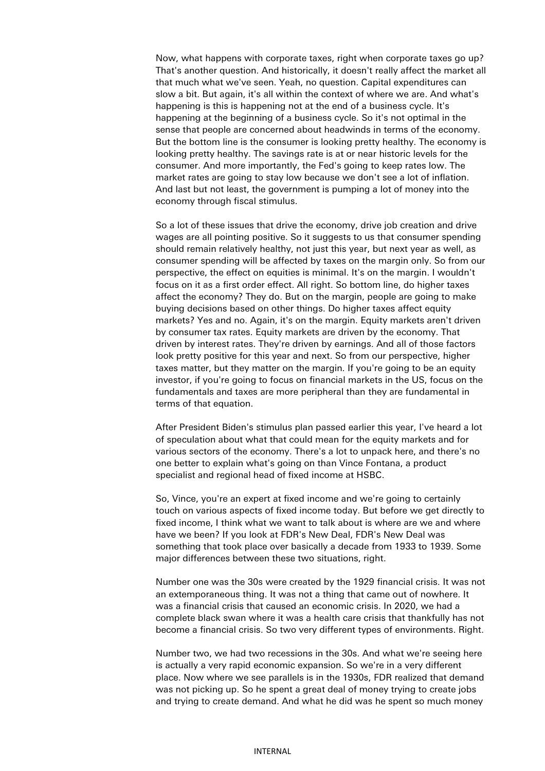Now, what happens with corporate taxes, right when corporate taxes go up? That's another question. And historically, it doesn't really affect the market all that much what we've seen. Yeah, no question. Capital expenditures can slow a bit. But again, it's all within the context of where we are. And what's happening is this is happening not at the end of a business cycle. It's happening at the beginning of a business cycle. So it's not optimal in the sense that people are concerned about headwinds in terms of the economy. But the bottom line is the consumer is looking pretty healthy. The economy is looking pretty healthy. The savings rate is at or near historic levels for the consumer. And more importantly, the Fed's going to keep rates low. The market rates are going to stay low because we don't see a lot of inflation. And last but not least, the government is pumping a lot of money into the economy through fiscal stimulus.

So a lot of these issues that drive the economy, drive job creation and drive wages are all pointing positive. So it suggests to us that consumer spending should remain relatively healthy, not just this year, but next year as well, as consumer spending will be affected by taxes on the margin only. So from our perspective, the effect on equities is minimal. It's on the margin. I wouldn't focus on it as a first order effect. All right. So bottom line, do higher taxes affect the economy? They do. But on the margin, people are going to make buying decisions based on other things. Do higher taxes affect equity markets? Yes and no. Again, it's on the margin. Equity markets aren't driven by consumer tax rates. Equity markets are driven by the economy. That driven by interest rates. They're driven by earnings. And all of those factors look pretty positive for this year and next. So from our perspective, higher taxes matter, but they matter on the margin. If you're going to be an equity investor, if you're going to focus on financial markets in the US, focus on the fundamentals and taxes are more peripheral than they are fundamental in terms of that equation.

After President Biden's stimulus plan passed earlier this year, I've heard a lot of speculation about what that could mean for the equity markets and for various sectors of the economy. There's a lot to unpack here, and there's no one better to explain what's going on than Vince Fontana, a product specialist and regional head of fixed income at HSBC.

So, Vince, you're an expert at fixed income and we're going to certainly touch on various aspects of fixed income today. But before we get directly to fixed income, I think what we want to talk about is where are we and where have we been? If you look at FDR's New Deal, FDR's New Deal was something that took place over basically a decade from 1933 to 1939. Some major differences between these two situations, right.

Number one was the 30s were created by the 1929 financial crisis. It was not an extemporaneous thing. It was not a thing that came out of nowhere. It was a financial crisis that caused an economic crisis. In 2020, we had a complete black swan where it was a health care crisis that thankfully has not become a financial crisis. So two very different types of environments. Right.

Number two, we had two recessions in the 30s. And what we're seeing here is actually a very rapid economic expansion. So we're in a very different place. Now where we see parallels is in the 1930s, FDR realized that demand was not picking up. So he spent a great deal of money trying to create jobs and trying to create demand. And what he did was he spent so much money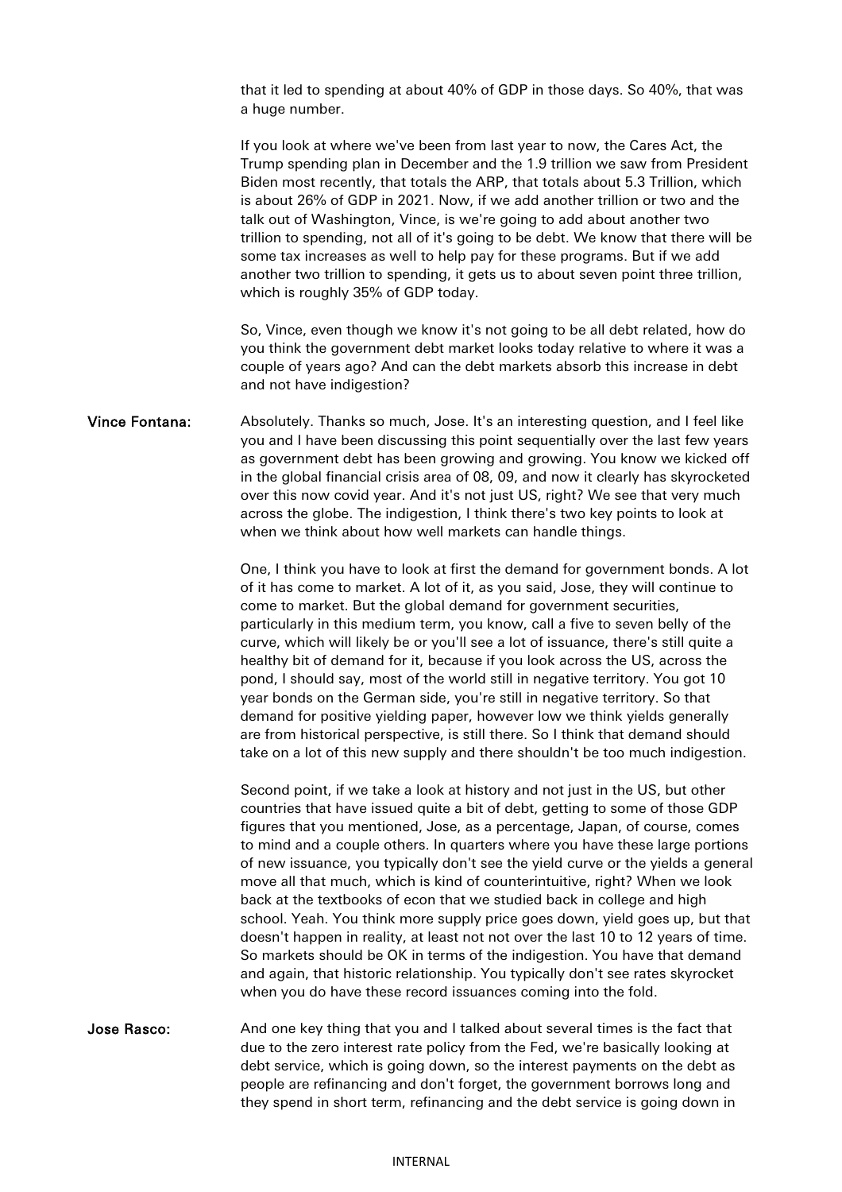that it led to spending at about 40% of GDP in those days. So 40%, that was a huge number.

If you look at where we've been from last year to now, the Cares Act, the Trump spending plan in December and the 1.9 trillion we saw from President Biden most recently, that totals the ARP, that totals about 5.3 Trillion, which is about 26% of GDP in 2021. Now, if we add another trillion or two and the talk out of Washington, Vince, is we're going to add about another two trillion to spending, not all of it's going to be debt. We know that there will be some tax increases as well to help pay for these programs. But if we add another two trillion to spending, it gets us to about seven point three trillion, which is roughly 35% of GDP today.

So, Vince, even though we know it's not going to be all debt related, how do you think the government debt market looks today relative to where it was a couple of years ago? And can the debt markets absorb this increase in debt and not have indigestion?

**Vince Fontana:** Absolutely. Thanks so much, Jose. It's an interesting question, and I feel like you and I have been discussing this point sequentially over the last few years as government debt has been growing and growing. You know we kicked off in the global financial crisis area of 08, 09, and now it clearly has skyrocketed over this now covid year. And it's not just US, right? We see that very much across the globe. The indigestion, I think there's two key points to look at when we think about how well markets can handle things.

One, I think you have to look at first the demand for government bonds. A lot of it has come to market. A lot of it, as you said, Jose, they will continue to come to market. But the global demand for government securities, particularly in this medium term, you know, call a five to seven belly of the curve, which will likely be or you'll see a lot of issuance, there's still quite a healthy bit of demand for it, because if you look across the US, across the pond, I should say, most of the world still in negative territory. You got 10 year bonds on the German side, you're still in negative territory. So that demand for positive yielding paper, however low we think yields generally are from historical perspective, is still there. So I think that demand should take on a lot of this new supply and there shouldn't be too much indigestion.

Second point, if we take a look at history and not just in the US, but other countries that have issued quite a bit of debt, getting to some of those GDP figures that you mentioned, Jose, as a percentage, Japan, of course, comes to mind and a couple others. In quarters where you have these large portions of new issuance, you typically don't see the yield curve or the yields a general move all that much, which is kind of counterintuitive, right? When we look back at the textbooks of econ that we studied back in college and high school. Yeah. You think more supply price goes down, yield goes up, but that doesn't happen in reality, at least not over the last 10 to 12 years of time. So markets should be OK in terms of the indigestion. You have that demand and again, that historic relationship. You typically don't see rates skyrocket when you do have these record issuances coming into the fold.

**Jose Rasco:** And one key thing that you and I talked about several times is the fact that due to the zero interest rate policy from the Fed, we're basically looking at debt service, which is going down, so the interest payments on the debt as people are refinancing and don't forget, the government borrows long and they spend in short term, refinancing and the debt service is going down in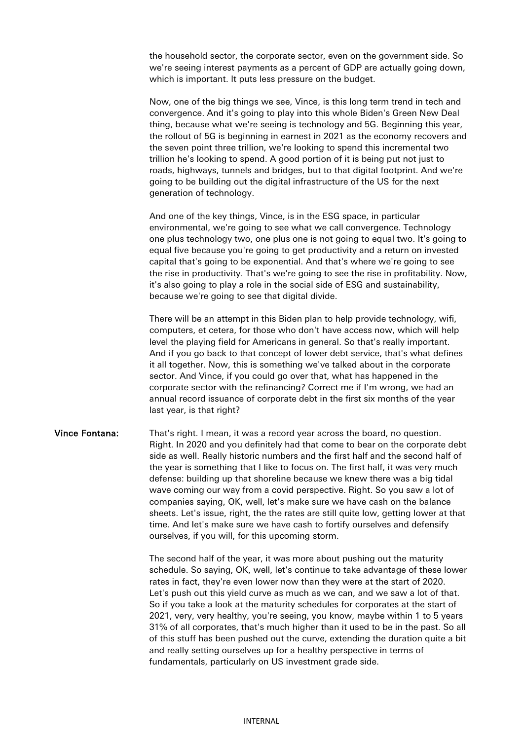the household sector, the corporate sector, even on the government side. So we're seeing interest payments as a percent of GDP are actually going down, which is important. It puts less pressure on the budget.

Now, one of the big things we see, Vince, is this long term trend in tech and convergence. And it's going to play into this whole Biden's Green New Deal thing, because what we're seeing is technology and 5G. Beginning this year, the rollout of 5G is beginning in earnest in 2021 as the economy recovers and the seven point three trillion, we're looking to spend this incremental two trillion he's looking to spend. A good portion of it is being put not just to roads, highways, tunnels and bridges, but to that digital footprint. And we're going to be building out the digital infrastructure of the US for the next generation of technology.

And one of the key things, Vince, is in the ESG space, in particular environmental, we're going to see what we call convergence. Technology one plus technology two, one plus one is not going to equal two. It's going to equal five because you're going to get productivity and a return on invested capital that's going to be exponential. And that's where we're going to see the rise in productivity. That's we're going to see the rise in profitability. Now, it's also going to play a role in the social side of ESG and sustainability, because we're going to see that digital divide.

There will be an attempt in this Biden plan to help provide technology, wifi, computers, et cetera, for those who don't have access now, which will help level the playing field for Americans in general. So that's really important. And if you go back to that concept of lower debt service, that's what defines it all together. Now, this is something we've talked about in the corporate sector. And Vince, if you could go over that, what has happened in the corporate sector with the refinancing? Correct me if I'm wrong, we had an annual record issuance of corporate debt in the first six months of the year last year, is that right?

**Vince Fontana:** That's right. I mean, it was a record year across the board, no question. Right. In 2020 and you definitely had that come to bear on the corporate debt side as well. Really historic numbers and the first half and the second half of the year is something that I like to focus on. The first half, it was very much defense: building up that shoreline because we knew there was a big tidal wave coming our way from a covid perspective. Right. So you saw a lot of companies saying, OK, well, let's make sure we have cash on the balance sheets. Let's issue, right, the the rates are still quite low, getting lower at that time. And let's make sure we have cash to fortify ourselves and defensify ourselves, if you will, for this upcoming storm.

The second half of the year, it was more about pushing out the maturity schedule. So saying, OK, well, let's continue to take advantage of these lower rates in fact, they're even lower now than they were at the start of 2020. Let's push out this yield curve as much as we can, and we saw a lot of that. So if you take a look at the maturity schedules for corporates at the start of 2021, very, very healthy, you're seeing, you know, maybe within 1 to 5 years 31% of all corporates, that's much higher than it used to be in the past. So all of this stuff has been pushed out the curve, extending the duration quite a bit and really setting ourselves up for a healthy perspective in terms of fundamentals, particularly on US investment grade side.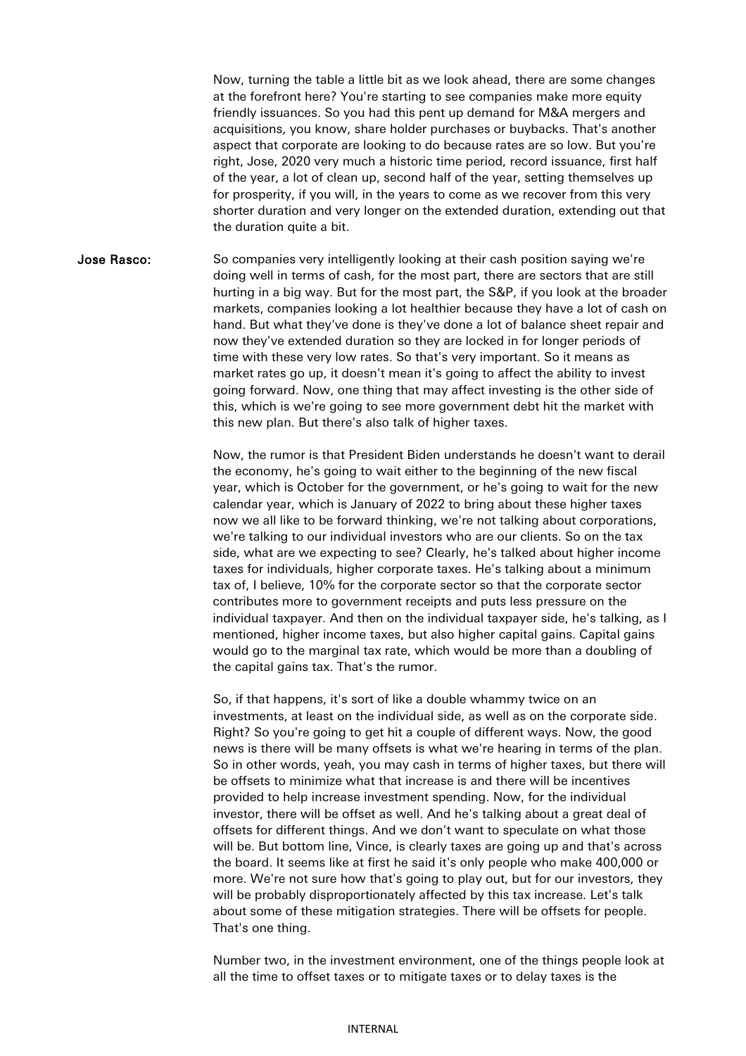Now, turning the table a little bit as we look ahead, there are some changes at the forefront here? You're starting to see companies make more equity friendly issuances. So you had this pent up demand for M&A mergers and acquisitions, you know, share holder purchases or buybacks. That's another aspect that corporate are looking to do because rates are so low. But you're right, Jose, 2020 very much a historic time period, record issuance, first half of the year, a lot of clean up, second half of the year, setting themselves up for prosperity, if you will, in the years to come as we recover from this very shorter duration and very longer on the extended duration, extending out that the duration quite a bit.

**Jose Rasco:** So companies very intelligently looking at their cash position saying we're doing well in terms of cash, for the most part, there are sectors that are still hurting in a big way. But for the most part, the S&P, if you look at the broader markets, companies looking a lot healthier because they have a lot of cash on hand. But what they've done is they've done a lot of balance sheet repair and now they've extended duration so they are locked in for longer periods of time with these very low rates. So that's very important. So it means as market rates go up, it doesn't mean it's going to affect the ability to invest going forward. Now, one thing that may affect investing is the other side of this, which is we're going to see more government debt hit the market with this new plan. But there's also talk of higher taxes.

Now, the rumor is that President Biden understands he doesn't want to derail the economy, he's going to wait either to the beginning of the new fiscal year, which is October for the government, or he's going to wait for the new calendar year, which is January of 2022 to bring about these higher taxes now we all like to be forward thinking, we're not talking about corporations, we're talking to our individual investors who are our clients. So on the tax side, what are we expecting to see? Clearly, he's talked about higher income taxes for individuals, higher corporate taxes. He's talking about a minimum tax of, I believe, 10% for the corporate sector so that the corporate sector contributes more to government receipts and puts less pressure on the individual taxpayer. And then on the individual taxpayer side, he's talking, as I mentioned, higher income taxes, but also higher capital gains. Capital gains would go to the marginal tax rate, which would be more than a doubling of the capital gains tax. That's the rumor.

So, if that happens, it's sort of like a double whammy twice on an investments, at least on the individual side, as well as on the corporate side. Right? So you're going to get hit a couple of different ways. Now, the good news is there will be many offsets is what we're hearing in terms of the plan. So in other words, yeah, you may cash in terms of higher taxes, but there will be offsets to minimize what that increase is and there will be incentives provided to help increase investment spending. Now, for the individual investor, there will be offset as well. And he's talking about a great deal of offsets for different things. And we don't want to speculate on what those will be. But bottom line, Vince, is clearly taxes are going up and that's across the board. It seems like at first he said it's only people who make 400,000 or more. We're not sure how that's going to play out, but for our investors, they will be probably disproportionately affected by this tax increase. Let's talk about some of these mitigation strategies. There will be offsets for people. That's one thing.

Number two, in the investment environment, one of the things people look at all the time to offset taxes or to mitigate taxes or to delay taxes is the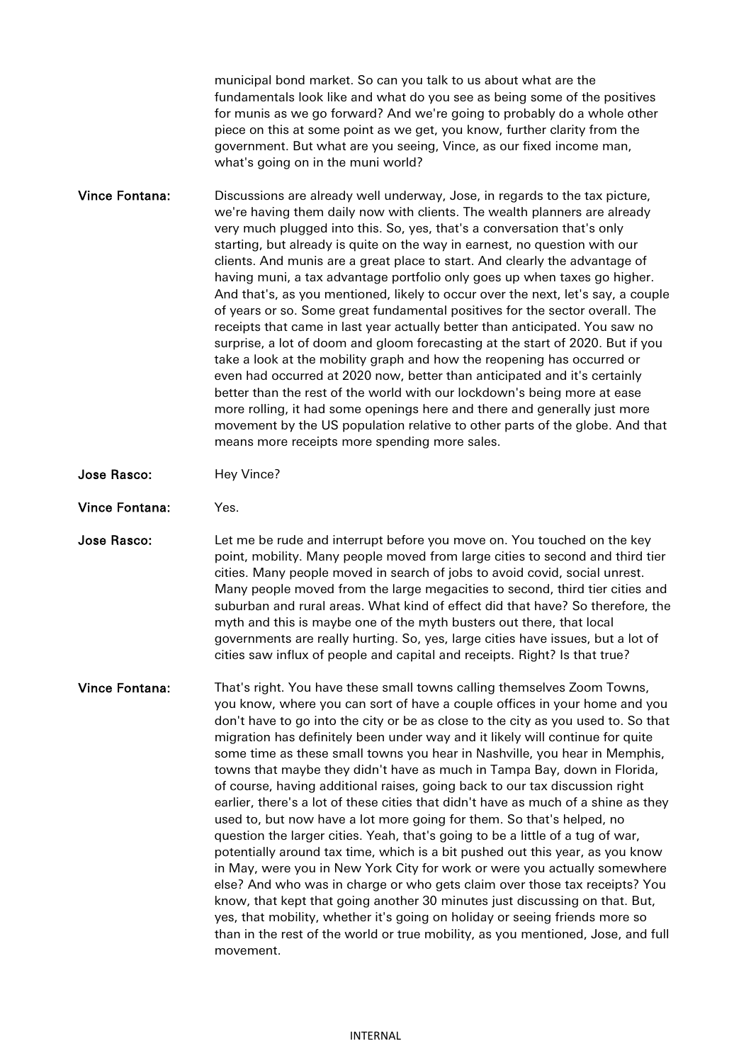municipal bond market. So can you talk to us about what are the fundamentals look like and what do you see as being some of the positives for munis as we go forward? And we're going to probably do a whole other piece on this at some point as we get, you know, further clarity from the government. But what are you seeing, Vince, as our fixed income man, what's going on in the muni world?

**Vince Fontana:** Discussions are already well underway, Jose, in regards to the tax picture, we're having them daily now with clients. The wealth planners are already very much plugged into this. So, yes, that's a conversation that's only starting, but already is quite on the way in earnest, no question with our clients. And munis are a great place to start. And clearly the advantage of having muni, a tax advantage portfolio only goes up when taxes go higher. And that's, as you mentioned, likely to occur over the next, let's say, a couple of years or so. Some great fundamental positives for the sector overall. The receipts that came in last year actually better than anticipated. You saw no surprise, a lot of doom and gloom forecasting at the start of 2020. But if you take a look at the mobility graph and how the reopening has occurred or even had occurred at 2020 now, better than anticipated and it's certainly better than the rest of the world with our lockdown's being more at ease more rolling, it had some openings here and there and generally just more movement by the US population relative to other parts of the globe. And that means more receipts more spending more sales.

**Jose Rasco:** Hey Vince?

**Vince Fontana:** Yes.

**Jose Rasco:** Let me be rude and interrupt before you move on. You touched on the key point, mobility. Many people moved from large cities to second and third tier cities. Many people moved in search of jobs to avoid covid, social unrest. Many people moved from the large megacities to second, third tier cities and suburban and rural areas. What kind of effect did that have? So therefore, the myth and this is maybe one of the myth busters out there, that local governments are really hurting. So, yes, large cities have issues, but a lot of cities saw influx of people and capital and receipts. Right? Is that true?

**Vince Fontana:** That's right. You have these small towns calling themselves Zoom Towns, you know, where you can sort of have a couple offices in your home and you don't have to go into the city or be as close to the city as you used to. So that migration has definitely been under way and it likely will continue for quite some time as these small towns you hear in Nashville, you hear in Memphis, towns that maybe they didn't have as much in Tampa Bay, down in Florida, of course, having additional raises, going back to our tax discussion right earlier, there's a lot of these cities that didn't have as much of a shine as they used to, but now have a lot more going for them. So that's helped, no question the larger cities. Yeah, that's going to be a little of a tug of war, potentially around tax time, which is a bit pushed out this year, as you know in May, were you in New York City for work or were you actually somewhere else? And who was in charge or who gets claim over those tax receipts? You know, that kept that going another 30 minutes just discussing on that. But, yes, that mobility, whether it's going on holiday or seeing friends more so than in the rest of the world or true mobility, as you mentioned, Jose, and full movement.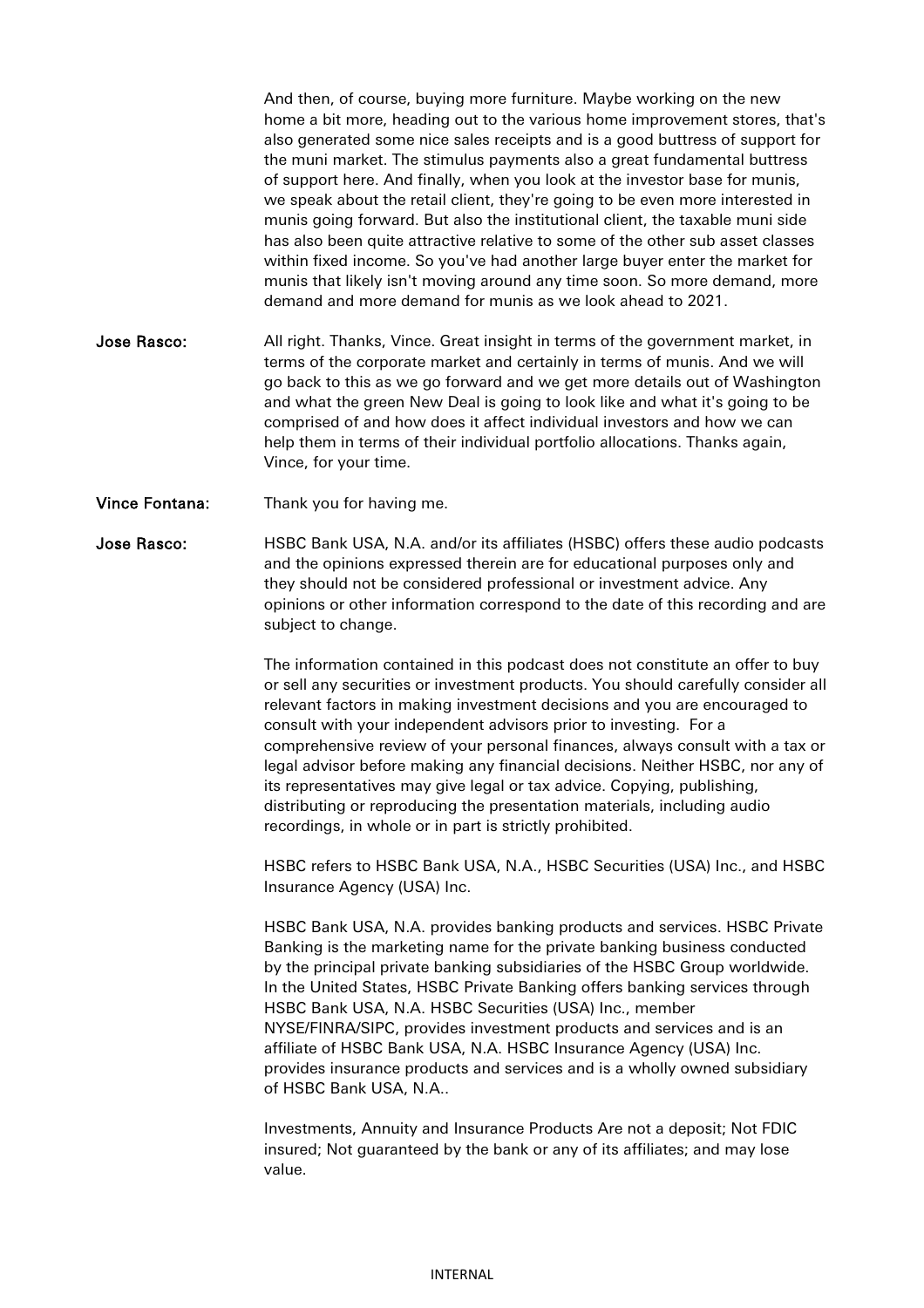And then, of course, buying more furniture. Maybe working on the new home a bit more, heading out to the various home improvement stores, that's also generated some nice sales receipts and is a good buttress of support for the muni market. The stimulus payments also a great fundamental buttress of support here. And finally, when you look at the investor base for munis, we speak about the retail client, they're going to be even more interested in munis going forward. But also the institutional client, the taxable muni side has also been quite attractive relative to some of the other sub asset classes within fixed income. So you've had another large buyer enter the market for munis that likely isn't moving around any time soon. So more demand, more demand and more demand for munis as we look ahead to 2021.

**Jose Rasco:** All right. Thanks, Vince. Great insight in terms of the government market, in terms of the corporate market and certainly in terms of munis. And we will go back to this as we go forward and we get more details out of Washington and what the green New Deal is going to look like and what it's going to be comprised of and how does it affect individual investors and how we can help them in terms of their individual portfolio allocations. Thanks again, Vince, for your time.

**Vince Fontana:** Thank you for having me.

**Jose Rasco:** HSBC Bank USA, N.A. and/or its affiliates (HSBC) offers these audio podcasts and the opinions expressed therein are for educational purposes only and they should not be considered professional or investment advice. Any opinions or other information correspond to the date of this recording and are subject to change.

The information contained in this podcast does not constitute an offer to buy or sell any securities or investment products. You should carefully consider all relevant factors in making investment decisions and you are encouraged to consult with your independent advisors prior to investing. For a comprehensive review of your personal finances, always consult with a tax or legal advisor before making any financial decisions. Neither HSBC, nor any of its representatives may give legal or tax advice. Copying, publishing, distributing or reproducing the presentation materials, including audio recordings, in whole or in part is strictly prohibited.

HSBC refers to HSBC Bank USA, N.A., HSBC Securities (USA) Inc., and HSBC Insurance Agency (USA) Inc.

HSBC Bank USA, N.A. provides banking products and services. HSBC Private Banking is the marketing name for the private banking business conducted by the principal private banking subsidiaries of the HSBC Group worldwide. In the United States, HSBC Private Banking offers banking services through HSBC Bank USA, N.A. HSBC Securities (USA) Inc., member NYSE/FINRA/SIPC, provides investment products and services and is an affiliate of HSBC Bank USA, N.A. HSBC Insurance Agency (USA) Inc. provides insurance products and services and is a wholly owned subsidiary of HSBC Bank USA, N.A..

Investments, Annuity and Insurance Products Are not a deposit; Not FDIC insured; Not guaranteed by the bank or any of its affiliates; and may lose value.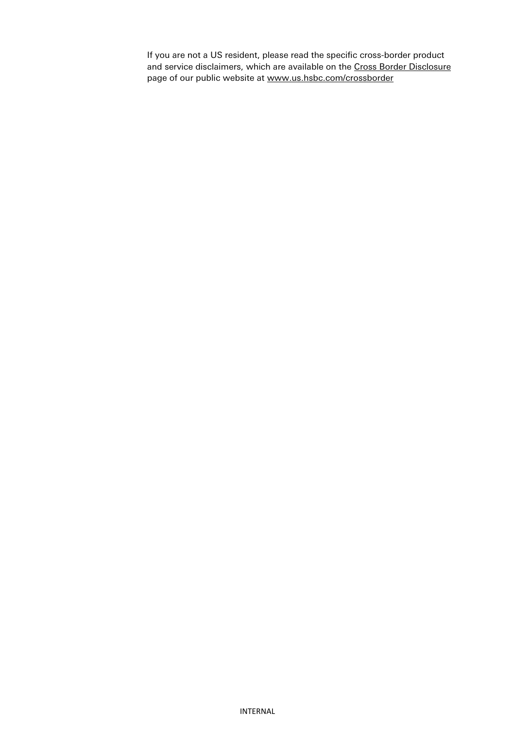If you are not a US resident, please read the specific cross-border product and service disclaimers, which are available on the Cross Border Disclosure page of our public website at www.us.hsbc.com/crossborder